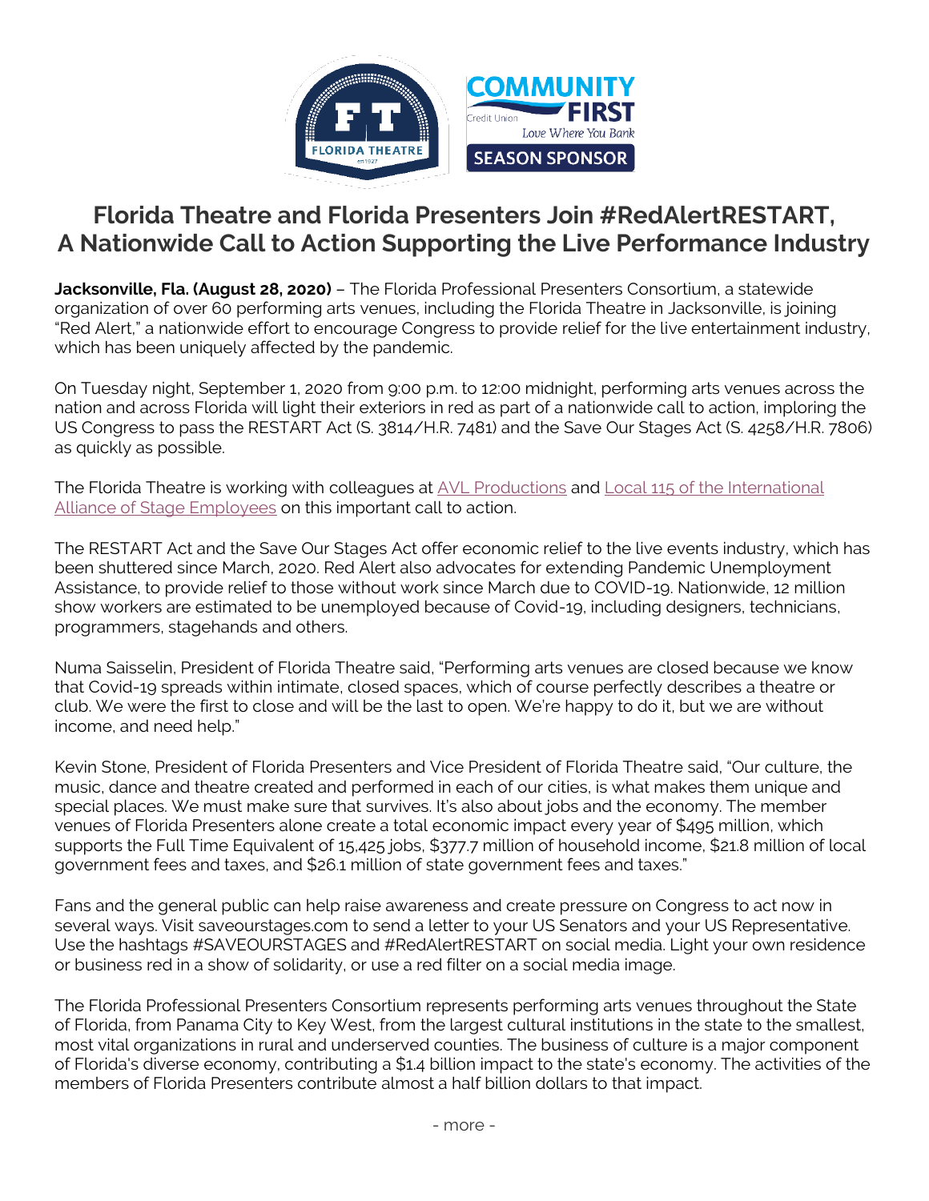# Florida Theatre and Florida Presenters Join #RedAlertRESTART, A Nationwide Call to Action Supporting the Live Performance Industry

**Jacksonville, Fla. (August 28, 2020)** – The Florida Professional Presenters Consortium, a statewide organization of over 60 performing arts venues, including the Florida Theatre in Jacksonville, is joining "Red Alert," a nationwide effort to encourage Congress to provide relief for the live entertainment industry, which has been uniquely affected by the pandemic.

On Tuesday night, September 1, 2020 from 9:00 p.m. to 12:00 midnight, performing arts venues across the nation and across Florida will light their exteriors in red as part of a nationwide call to action, imploring the US Congress to pass the RESTART Act (S. 3814/H.R. 7481) and the Save Our Stages Act (S. 4258/H.R. 7806) as quickly as possible.

The Florida Theatre is working with colleagues at AVL Productions and Local 115 of the International Alliance of Stage Employees on this important call to action.

The RESTART Act and the Save Our Stages Act offer economic relief to the live events industry, which has been shuttered since March, 2020. Red Alert also advocates for extending Pandemic Unemployment Assistance, to provide relief to those without work since March due to COVID-19. Nationwide, 12 million show workers are estimated to be unemployed because of Covid-19, including designers, technicians, programmers, stagehands and others.

Numa Saisselin, President of Florida Theatre said, "Performing arts venues are closed because we know that Covid-19 spreads within intimate, closed spaces, which of course perfectly describes a theatre or club. We were the first to close and will be the last to open. We're happy to do it, but we are without income, and need help."

Kevin Stone, President of Florida Presenters and Vice President of Florida Theatre said, "Our culture, the music, dance and theatre created and performed in each of our cities, is what makes them unique and special places. We must make sure that survives. It's also about jobs and the economy. The member venues of Florida Presenters alone create a total economic impact every year of $495 million, which supports the Full Time Equivalent of 15,425 jobs, $377.7 million of household income, $21.8 million of local government fees and taxes, and $26.1 million of state government fees and taxes."

Fans and the general public can help raise awareness and create pressure on Congress to act now in several ways. Visit saveourstages.com to send a letter to your US Senators and your US Representative. Use the hashtags #SAVEOURSTAGES and #RedAlertRESTART on social media. Light your own residence or business red in a show of solidarity, or use a red filter on a social media image.

The Florida Professional Presenters Consortium represents performing arts venues throughout the State of Florida, from Panama City to Key West, from the largest cultural institutions in the state to the smallest, most vital organizations in rural and underserved counties. The business of culture is a major component of Florida's diverse economy, contributing a $1.4 billion impact to the state's economy. The activities of the members of Florida Presenters contribute almost a half billion dollars to that impact.

- more -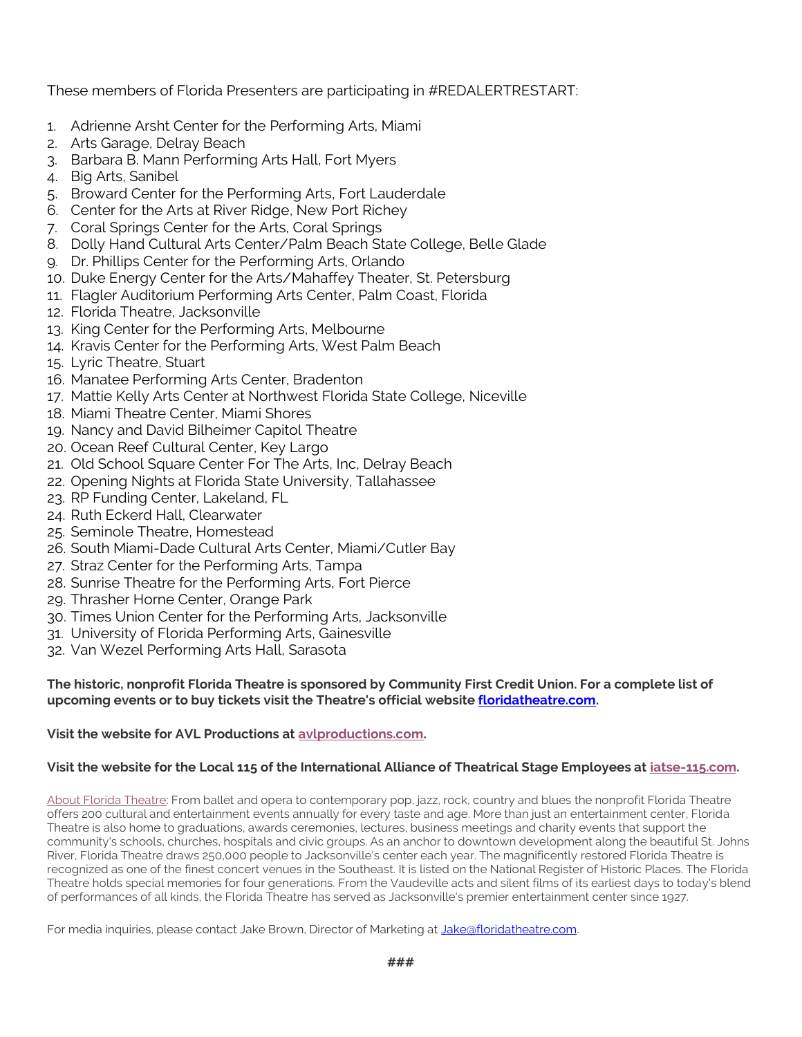These members of Florida Presenters are participating in #REDALERTRESTART:

1. Adrienne Arsht Center for the Performing Arts, Miami
2. Arts Garage, Delray Beach
3. Barbara B. Mann Performing Arts Hall, Fort Myers
4. Big Arts, Sanibel
5. Broward Center for the Performing Arts, Fort Lauderdale
6. Center for the Arts at River Ridge, New Port Richey
7. Coral Springs Center for the Arts, Coral Springs
8. Dolly Hand Cultural Arts Center/Palm Beach State College, Belle Glade
9. Dr. Phillips Center for the Performing Arts, Orlando
10. Duke Energy Center for the Arts/Mahaffey Theater, St. Petersburg
11. Flagler Auditorium Performing Arts Center, Palm Coast, Florida
12. Florida Theatre, Jacksonville
13. King Center for the Performing Arts, Melbourne
14. Kravis Center for the Performing Arts, West Palm Beach
15. Lyric Theatre, Stuart
16. Manatee Performing Arts Center, Bradenton
17. Mattie Kelly Arts Center at Northwest Florida State College, Niceville
18. Miami Theatre Center, Miami Shores
19. Nancy and David Bilheimer Capitol Theatre
20. Ocean Reef Cultural Center, Key Largo
21. Old School Square Center For The Arts, Inc, Delray Beach
22. Opening Nights at Florida State University, Tallahassee
23. RP Funding Center, Lakeland, FL
24. Ruth Eckerd Hall, Clearwater
25. Seminole Theatre, Homestead
26. South Miami-Dade Cultural Arts Center, Miami/Cutler Bay
27. Straz Center for the Performing Arts, Tampa
28. Sunrise Theatre for the Performing Arts, Fort Pierce
29. Thrasher Horne Center, Orange Park
30. Times Union Center for the Performing Arts, Jacksonville
31. University of Florida Performing Arts, Gainesville
32. Van Wezel Performing Arts Hall, Sarasota

**The historic, nonprofit Florida Theatre is sponsored by Community First Credit Union. For a complete list of upcoming events or to buy tickets visit the Theatre's official website floridatheatre.com.**

**Visit the website for AVL Productions at avlproductions.com.**

**Visit the website for the Local 115 of the International Alliance of Theatrical Stage Employees at iatse-115.com.**

About Florida Theatre: From ballet and opera to contemporary pop, jazz, rock, country and blues the nonprofit Florida Theatre offers 200 cultural and entertainment events annually for every taste and age. More than just an entertainment center, Florida Theatre is also home to graduations, awards ceremonies, lectures, business meetings and charity events that support the community's schools, churches, hospitals and civic groups. As an anchor to downtown development along the beautiful St. Johns River, Florida Theatre draws 250,000 people to Jacksonville's center each year. The magnificently restored Florida Theatre is recognized as one of the finest concert venues in the Southeast. It is listed on the National Register of Historic Places. The Florida Theatre holds special memories for four generations. From the Vaudeville acts and silent films of its earliest days to today's blend of performances of all kinds, the Florida Theatre has served as Jacksonville's premier entertainment center since 1927.

For media inquiries, please contact Jake Brown, Director of Marketing at Jake@floridatheatre.com.

###